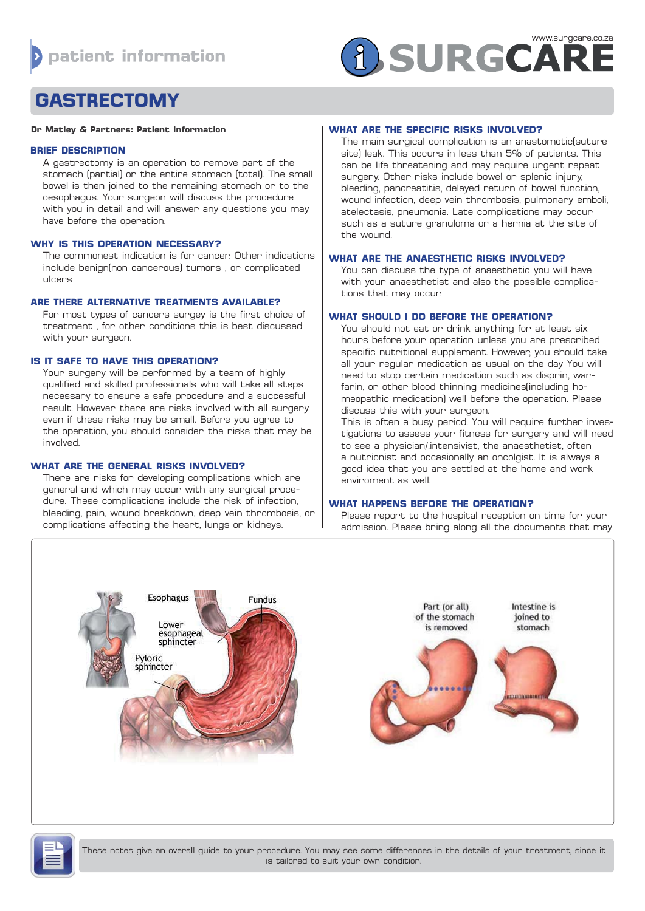# GASTRECTOMY

**Dr Matley & Partners: Patient Information**

## BRIEF DESCRIPTION

A gastrectomy is an operation to remove part of the stomach (partial) or the entire stomach (total). The small bowel is then joined to the remaining stomach or to the oesophagus. Your surgeon will discuss the procedure with you in detail and will answer any questions you may have before the operation.

## WHY IS THIS OPERATION NECESSARY?

The commonest indication is for cancer. Other indications include benign(non cancerous) tumors , or complicated ulcers

## ARE THERE ALTERNATIVE TREATMENTS AVAILABLE?

For most types of cancers surgey is the first choice of treatment , for other conditions this is best discussed with your surgeon.

## IS IT SAFE TO HAVE THIS OPERATION?

Your surgery will be performed by a team of highly qualified and skilled professionals who will take all steps necessary to ensure a safe procedure and a successful result. However there are risks involved with all surgery even if these risks may be small. Before you agree to the operation, you should consider the risks that may be involved.

## WHAT ARE THE GENERAL RISKS INVOLVED?

There are risks for developing complications which are general and which may occur with any surgical procedure. These complications include the risk of infection, bleeding, pain, wound breakdown, deep vein thrombosis, or complications affecting the heart, lungs or kidneys.

## WHAT ARE THE SPECIFIC RISKS INVOLVED?

The main surgical complication is an anastomotic(suture site) leak. This occurs in less than 5% of patients. This can be life threatening and may require urgent repeat surgery. Other risks include bowel or splenic injury, bleeding, pancreatitis, delayed return of bowel function, wound infection, deep vein thrombosis, pulmonary emboli, atelectasis, pneumonia. Late complications may occur such as a suture granuloma or a hernia at the site of the wound.

## WHAT ARE THE ANAESTHETIC RISKS INVOLVED?

You can discuss the type of anaesthetic you will have with your anaesthetist and also the possible complications that may occur.

## WHAT SHOULD I DO BEFORE THE OPERATION?

You should not eat or drink anything for at least six hours before your operation unless you are prescribed specific nutritional supplement. However, you should take all your regular medication as usual on the day You will need to stop certain medication such as disprin, warfarin, or other blood thinning medicines(including homeopathic medication) well before the operation. Please discuss this with your surgeon.

This is often a busy period. You will require further investigations to assess your fitness for surgery and will need to see a physician/.intensivist, the anaesthetist, often a nutrionist and occasionally an oncolgist. It is always a good idea that you are settled at the home and work enviroment as well.

## WHAT HAPPENS BEFORE THE OPERATION?

Please report to the hospital reception on time for your admission. Please bring along all the documents that may

These notes give an overall guide to your procedure. You may see some differences in the details of your treatment, since it is tailored to suit your own condition.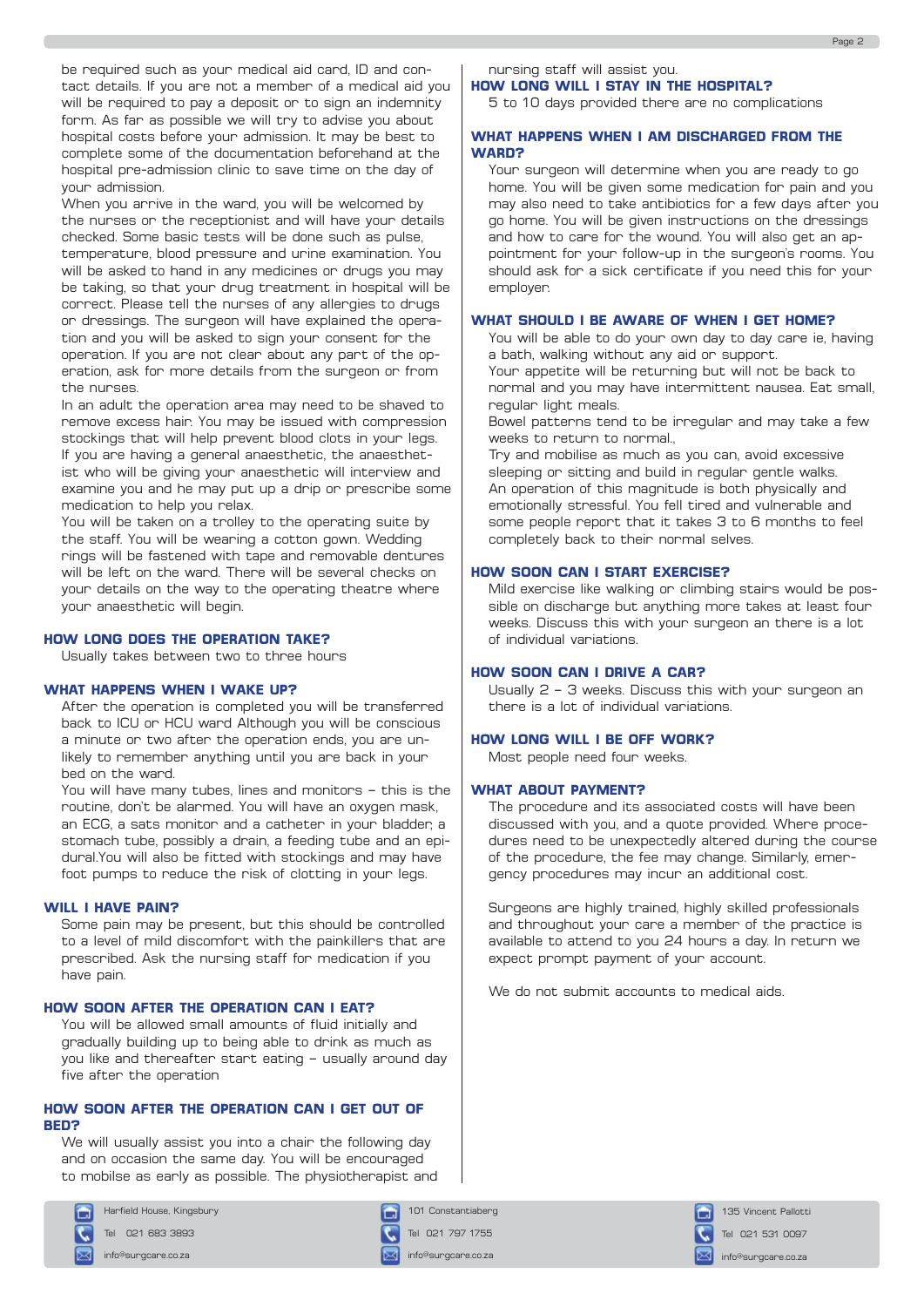be required such as your medical aid card, ID and contact details. If you are not a member of a medical aid you will be required to pay a deposit or to sign an indemnity form. As far as possible we will try to advise you about hospital costs before your admission. It may be best to complete some of the documentation beforehand at the hospital pre-admission clinic to save time on the day of your admission.

When you arrive in the ward, you will be welcomed by the nurses or the receptionist and will have your details checked. Some basic tests will be done such as pulse, temperature, blood pressure and urine examination. You will be asked to hand in any medicines or drugs you may be taking, so that your drug treatment in hospital will be correct. Please tell the nurses of any allergies to drugs or dressings. The surgeon will have explained the operation and you will be asked to sign your consent for the operation. If you are not clear about any part of the operation, ask for more details from the surgeon or from the nurses.

In an adult the operation area may need to be shaved to remove excess hair. You may be issued with compression stockings that will help prevent blood clots in your legs. If you are having a general anaesthetic, the anaesthetist who will be giving your anaesthetic will interview and examine you and he may put up a drip or prescribe some medication to help you relax.

You will be taken on a trolley to the operating suite by the staff. You will be wearing a cotton gown. Wedding rings will be fastened with tape and removable dentures will be left on the ward. There will be several checks on your details on the way to the operating theatre where your anaesthetic will begin.

## HOW LONG DOES THE OPERATION TAKE?

Usually takes between two to three hours

## WHAT HAPPENS WHEN I WAKE UP?

After the operation is completed you will be transferred back to ICU or HCU ward Although you will be conscious a minute or two after the operation ends, you are unlikely to remember anything until you are back in your bed on the ward.

You will have many tubes, lines and monitors – this is the routine, don't be alarmed. You will have an oxygen mask, an ECG, a sats monitor and a catheter in your bladder, a stomach tube, possibly a drain, a feeding tube and an epidural.You will also be fitted with stockings and may have foot pumps to reduce the risk of clotting in your legs.

## WILL I HAVE PAIN?

Some pain may be present, but this should be controlled to a level of mild discomfort with the painkillers that are prescribed. Ask the nursing staff for medication if you have pain.

## HOW SOON AFTER THE OPERATION CAN I EAT?

You will be allowed small amounts of fluid initially and gradually building up to being able to drink as much as you like and thereafter start eating – usually around day five after the operation

## HOW SOON AFTER THE OPERATION CAN I GET OUT OF BED?

We will usually assist you into a chair the following day and on occasion the same day. You will be encouraged to mobilse as early as possible. The physiotherapist and nursing staff will assist you.

## HOW LONG WILL I STAY IN THE HOSPITAL?

5 to 10 days provided there are no complications

## WHAT HAPPENS WHEN I AM DISCHARGED FROM THE WARD?

Your surgeon will determine when you are ready to go home. You will be given some medication for pain and you may also need to take antibiotics for a few days after you go home. You will be given instructions on the dressings and how to care for the wound. You will also get an appointment for your follow-up in the surgeon's rooms. You should ask for a sick certificate if you need this for your employer.

## WHAT SHOULD I BE AWARE OF WHEN I GET HOME?

You will be able to do your own day to day care ie, having a bath, walking without any aid or support.

Your appetite will be returning but will not be back to normal and you may have intermittent nausea. Eat small, regular light meals.

Bowel patterns tend to be irregular and may take a few weeks to return to normal.,

Try and mobilise as much as you can, avoid excessive sleeping or sitting and build in regular gentle walks.

An operation of this magnitude is both physically and emotionally stressful. You fell tired and vulnerable and some people report that it takes 3 to 6 months to feel completely back to their normal selves.

## HOW SOON CAN I START EXERCISE?

Mild exercise like walking or climbing stairs would be possible on discharge but anything more takes at least four weeks. Discuss this with your surgeon an there is a lot of individual variations.

## HOW SOON CAN I DRIVE A CAR?

Usually 2 – 3 weeks. Discuss this with your surgeon an there is a lot of individual variations.

## HOW LONG WILL I BE OFF WORK?

Most people need four weeks.

## WHAT ABOUT PAYMENT?

The procedure and its associated costs will have been discussed with you, and a quote provided. Where procedures need to be unexpectedly altered during the course of the procedure, the fee may change. Similarly, emergency procedures may incur an additional cost.

Surgeons are highly trained, highly skilled professionals and throughout your care a member of the practice is available to attend to you 24 hours a day. In return we expect prompt payment of your account.

We do not submit accounts to medical aids.

Harfield House, Kingsbury
Tel 021 683 3893
info@surgcare.co.za

101 Constantiaberg
Tel 021 797 1755
info@surgcare.co.za

135 Vincent Pallotti
Tel 021 531 0097
info@surgcare.co.za